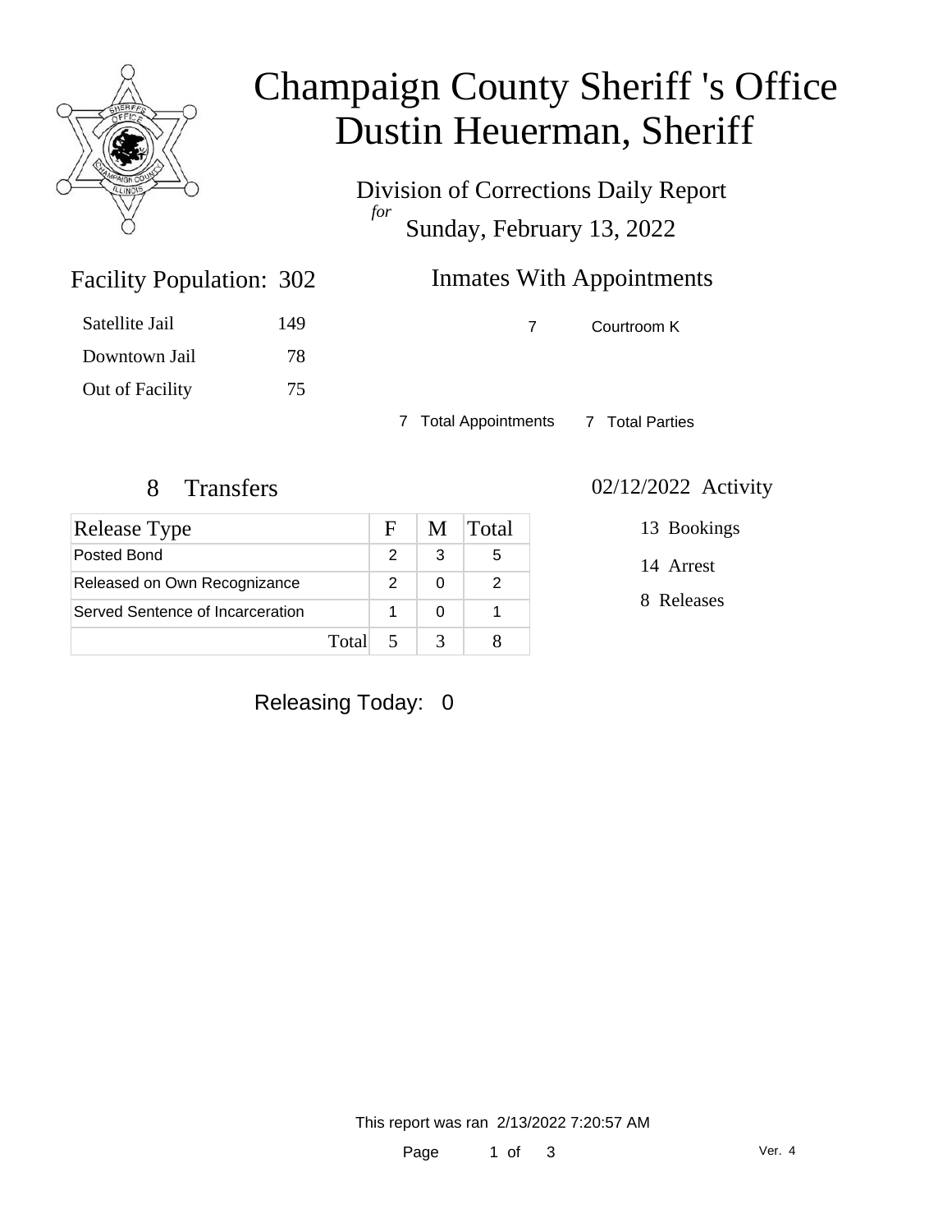# Champaign County Sheriff 's Office
# Dustin Heuerman, Sheriff

Division of Corrections Daily Report

*for*

Sunday, February 13, 2022

## Facility Population: 302

| | |
|---|---|
| Satellite Jail | 149 |
| Downtown Jail | 78 |
| Out of Facility | 75 |

## Inmates With Appointments

| | |
|---|---|
| 7 | Courtroom K |

7 Total Appointments 7 Total Parties

## 8 Transfers

| Release Type | F | M | Total |
|---|---|---|---|
| Posted Bond | 2 | 3 | 5 |
| Released on Own Recognizance | 2 | 0 | 2 |
| Served Sentence of Incarceration | 1 | 0 | 1 |
| Total | 5 | 3 | 8 |

## 02/12/2022 Activity

13 Bookings

14 Arrest

8 Releases

Releasing Today: 0

This report was ran 2/13/2022 7:20:57 AM

Ver. 4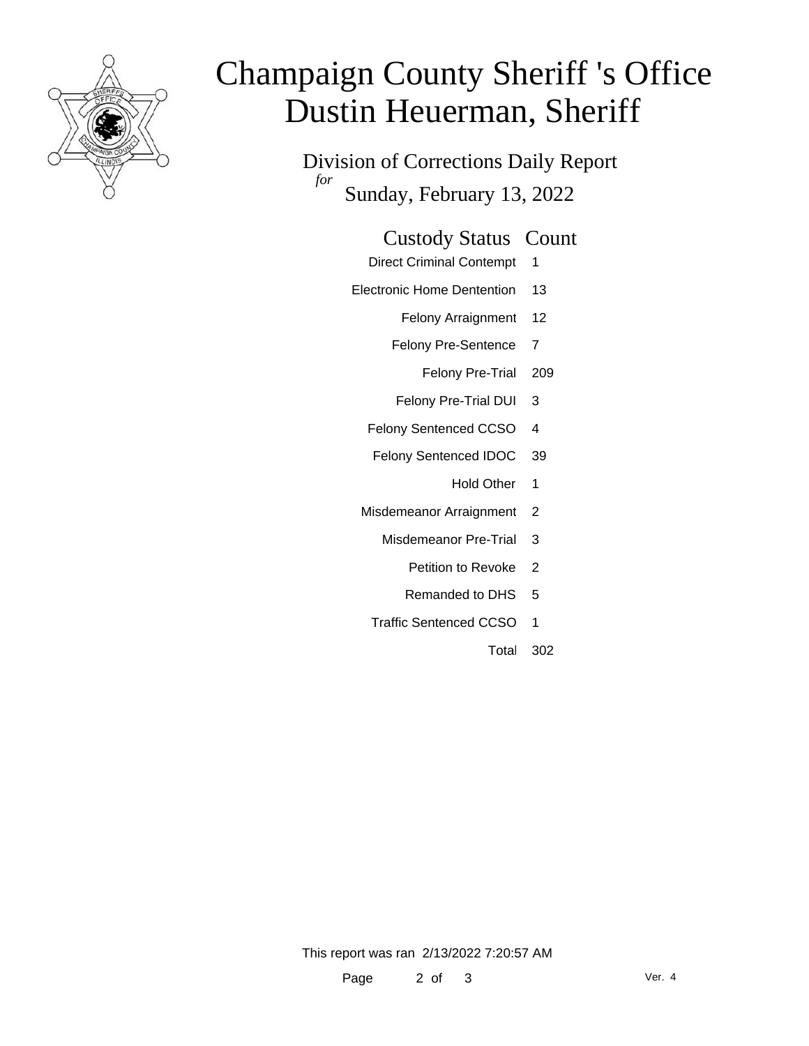# Champaign County Sheriff 's Office
# Dustin Heuerman, Sheriff

## Division of Corrections Daily Report

*for*

## Sunday, February 13, 2022

| Custody Status | Count |
|---|---|
| Direct Criminal Contempt | 1 |
| Electronic Home Dentention | 13 |
| Felony Arraignment | 12 |
| Felony Pre-Sentence | 7 |
| Felony Pre-Trial | 209 |
| Felony Pre-Trial DUI | 3 |
| Felony Sentenced CCSO | 4 |
| Felony Sentenced IDOC | 39 |
| Hold Other | 1 |
| Misdemeanor Arraignment | 2 |
| Misdemeanor Pre-Trial | 3 |
| Petition to Revoke | 2 |
| Remanded to DHS | 5 |
| Traffic Sentenced CCSO | 1 |
| Total | 302 |

This report was ran 2/13/2022 7:20:57 AM

Ver. 4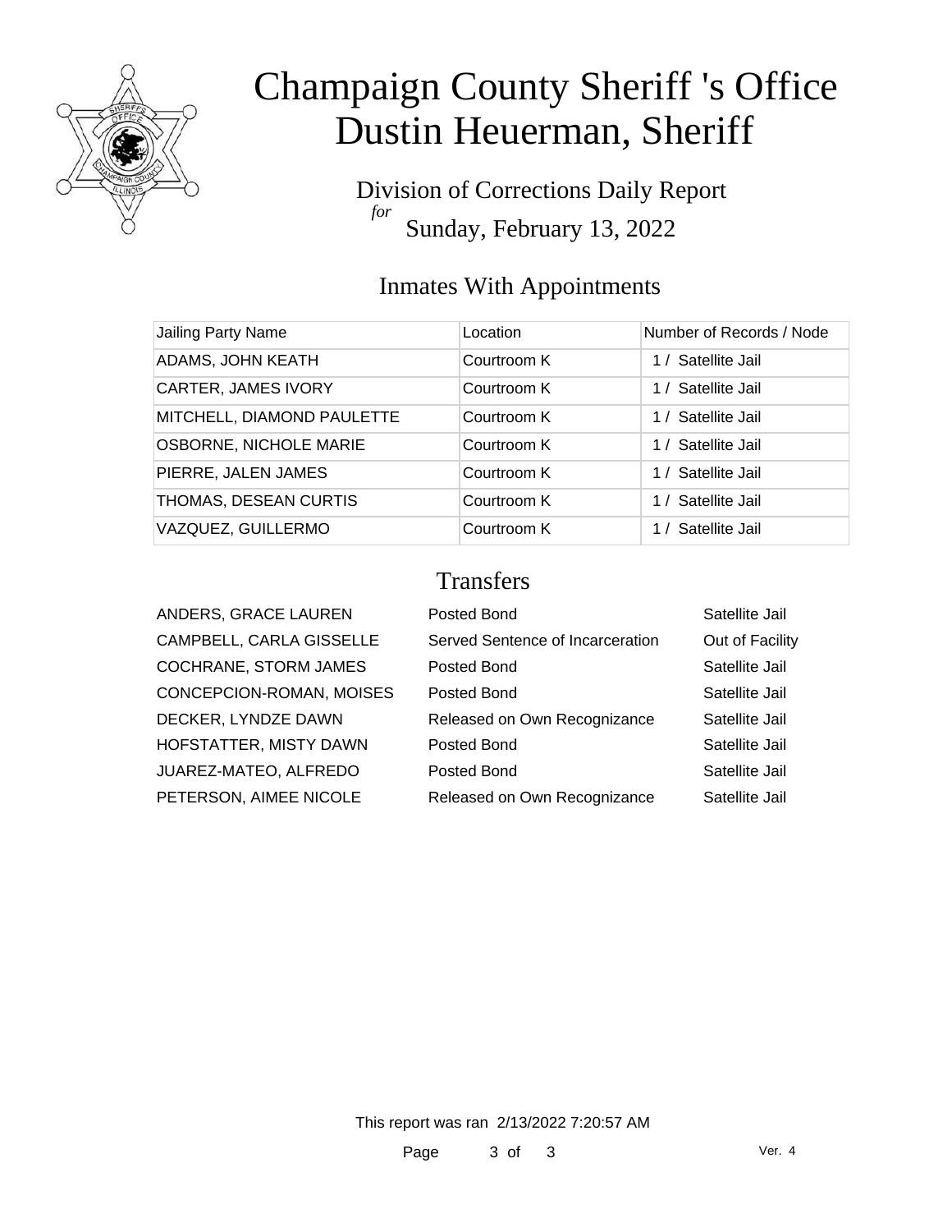# Champaign County Sheriff 's Office
# Dustin Heuerman, Sheriff

Division of Corrections Daily Report
*for*
Sunday, February 13, 2022

## Inmates With Appointments

| Jailing Party Name | Location | Number of Records / Node |
| --- | --- | --- |
| ADAMS, JOHN KEATH | Courtroom K | 1 / Satellite Jail |
| CARTER, JAMES IVORY | Courtroom K | 1 / Satellite Jail |
| MITCHELL, DIAMOND PAULETTE | Courtroom K | 1 / Satellite Jail |
| OSBORNE, NICHOLE MARIE | Courtroom K | 1 / Satellite Jail |
| PIERRE, JALEN JAMES | Courtroom K | 1 / Satellite Jail |
| THOMAS, DESEAN CURTIS | Courtroom K | 1 / Satellite Jail |
| VAZQUEZ, GUILLERMO | Courtroom K | 1 / Satellite Jail |

## Transfers

| | | |
| --- | --- | --- |
| ANDERS, GRACE LAUREN | Posted Bond | Satellite Jail |
| CAMPBELL, CARLA GISSELLE | Served Sentence of Incarceration | Out of Facility |
| COCHRANE, STORM JAMES | Posted Bond | Satellite Jail |
| CONCEPCION-ROMAN, MOISES | Posted Bond | Satellite Jail |
| DECKER, LYNDZE DAWN | Released on Own Recognizance | Satellite Jail |
| HOFSTATTER, MISTY DAWN | Posted Bond | Satellite Jail |
| JUAREZ-MATEO, ALFREDO | Posted Bond | Satellite Jail |
| PETERSON, AIMEE NICOLE | Released on Own Recognizance | Satellite Jail |

This report was ran 2/13/2022 7:20:57 AM

Ver. 4